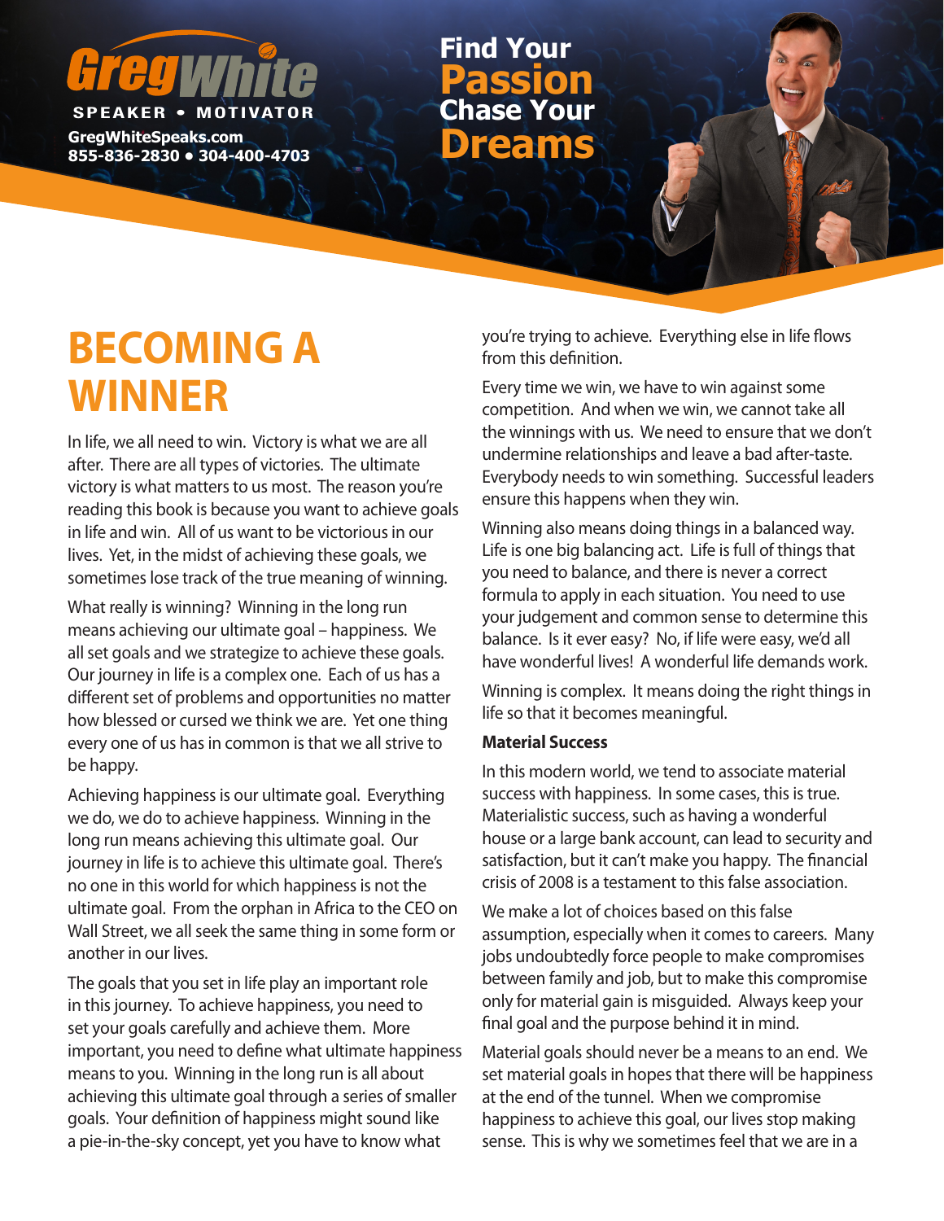**Greg White**

SPEAKER • MOTIVATOR

GregWhiteSpeaks.com
855-836-2830 • 304-400-4703

Find Your **Passion**
Chase Your **Dreams**

# BECOMING A WINNER

In life, we all need to win. Victory is what we are all after. There are all types of victories. The ultimate victory is what matters to us most. The reason you're reading this book is because you want to achieve goals in life and win. All of us want to be victorious in our lives. Yet, in the midst of achieving these goals, we sometimes lose track of the true meaning of winning.

What really is winning? Winning in the long run means achieving our ultimate goal – happiness. We all set goals and we strategize to achieve these goals. Our journey in life is a complex one. Each of us has a different set of problems and opportunities no matter how blessed or cursed we think we are. Yet one thing every one of us has in common is that we all strive to be happy.

Achieving happiness is our ultimate goal. Everything we do, we do to achieve happiness. Winning in the long run means achieving this ultimate goal. Our journey in life is to achieve this ultimate goal. There's no one in this world for which happiness is not the ultimate goal. From the orphan in Africa to the CEO on Wall Street, we all seek the same thing in some form or another in our lives.

The goals that you set in life play an important role in this journey. To achieve happiness, you need to set your goals carefully and achieve them. More important, you need to define what ultimate happiness means to you. Winning in the long run is all about achieving this ultimate goal through a series of smaller goals. Your definition of happiness might sound like a pie-in-the-sky concept, yet you have to know what you're trying to achieve. Everything else in life flows from this definition.

Every time we win, we have to win against some competition. And when we win, we cannot take all the winnings with us. We need to ensure that we don't undermine relationships and leave a bad after-taste. Everybody needs to win something. Successful leaders ensure this happens when they win.

Winning also means doing things in a balanced way. Life is one big balancing act. Life is full of things that you need to balance, and there is never a correct formula to apply in each situation. You need to use your judgement and common sense to determine this balance. Is it ever easy? No, if life were easy, we'd all have wonderful lives! A wonderful life demands work.

Winning is complex. It means doing the right things in life so that it becomes meaningful.

**Material Success**

In this modern world, we tend to associate material success with happiness. In some cases, this is true. Materialistic success, such as having a wonderful house or a large bank account, can lead to security and satisfaction, but it can't make you happy. The financial crisis of 2008 is a testament to this false association.

We make a lot of choices based on this false assumption, especially when it comes to careers. Many jobs undoubtedly force people to make compromises between family and job, but to make this compromise only for material gain is misguided. Always keep your final goal and the purpose behind it in mind.

Material goals should never be a means to an end. We set material goals in hopes that there will be happiness at the end of the tunnel. When we compromise happiness to achieve this goal, our lives stop making sense. This is why we sometimes feel that we are in a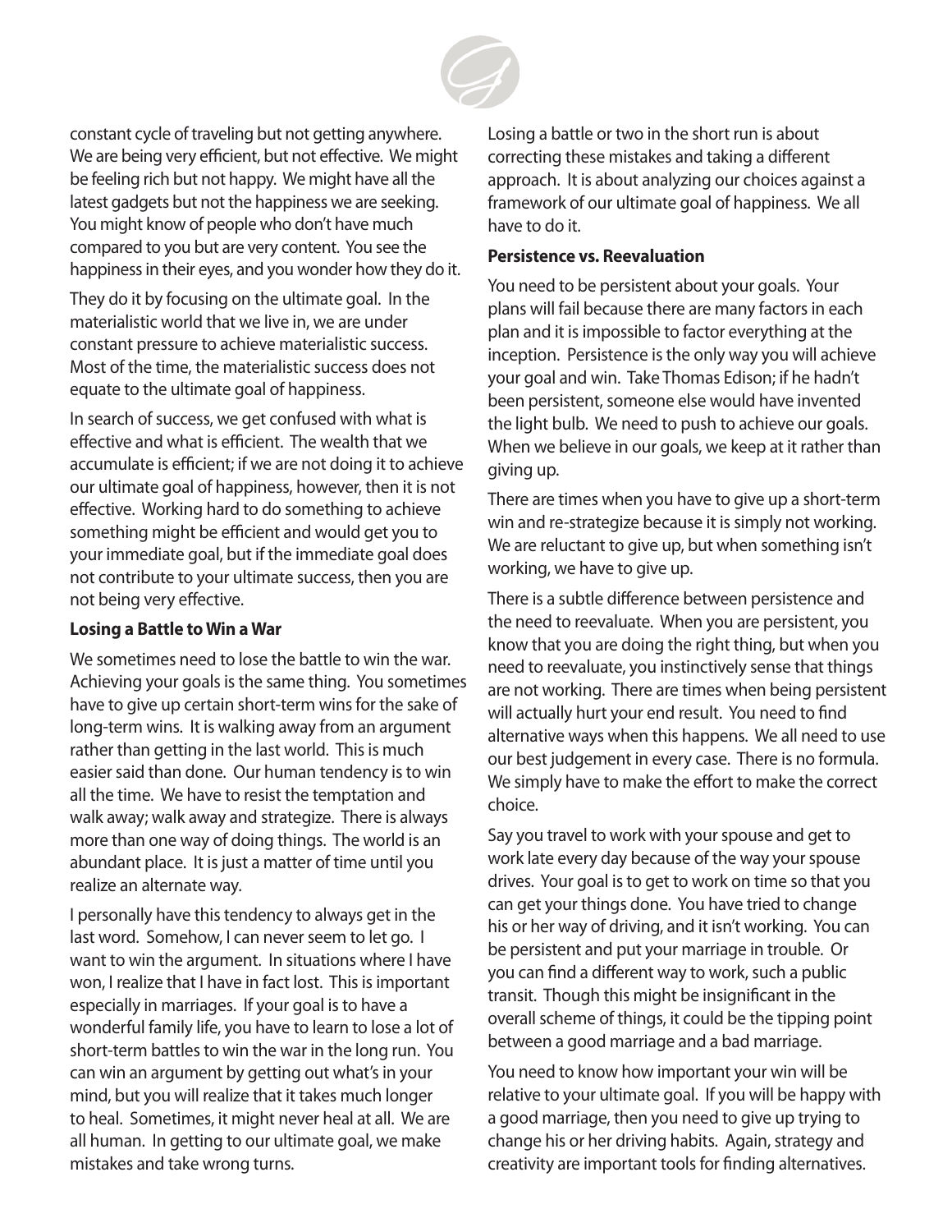constant cycle of traveling but not getting anywhere. We are being very efficient, but not effective. We might be feeling rich but not happy. We might have all the latest gadgets but not the happiness we are seeking. You might know of people who don't have much compared to you but are very content. You see the happiness in their eyes, and you wonder how they do it.

They do it by focusing on the ultimate goal. In the materialistic world that we live in, we are under constant pressure to achieve materialistic success. Most of the time, the materialistic success does not equate to the ultimate goal of happiness.

In search of success, we get confused with what is effective and what is efficient. The wealth that we accumulate is efficient; if we are not doing it to achieve our ultimate goal of happiness, however, then it is not effective. Working hard to do something to achieve something might be efficient and would get you to your immediate goal, but if the immediate goal does not contribute to your ultimate success, then you are not being very effective.

**Losing a Battle to Win a War**

We sometimes need to lose the battle to win the war. Achieving your goals is the same thing. You sometimes have to give up certain short-term wins for the sake of long-term wins. It is walking away from an argument rather than getting in the last world. This is much easier said than done. Our human tendency is to win all the time. We have to resist the temptation and walk away; walk away and strategize. There is always more than one way of doing things. The world is an abundant place. It is just a matter of time until you realize an alternate way.

I personally have this tendency to always get in the last word. Somehow, I can never seem to let go. I want to win the argument. In situations where I have won, I realize that I have in fact lost. This is important especially in marriages. If your goal is to have a wonderful family life, you have to learn to lose a lot of short-term battles to win the war in the long run. You can win an argument by getting out what's in your mind, but you will realize that it takes much longer to heal. Sometimes, it might never heal at all. We are all human. In getting to our ultimate goal, we make mistakes and take wrong turns.

Losing a battle or two in the short run is about correcting these mistakes and taking a different approach. It is about analyzing our choices against a framework of our ultimate goal of happiness. We all have to do it.

**Persistence vs. Reevaluation**

You need to be persistent about your goals. Your plans will fail because there are many factors in each plan and it is impossible to factor everything at the inception. Persistence is the only way you will achieve your goal and win. Take Thomas Edison; if he hadn't been persistent, someone else would have invented the light bulb. We need to push to achieve our goals. When we believe in our goals, we keep at it rather than giving up.

There are times when you have to give up a short-term win and re-strategize because it is simply not working. We are reluctant to give up, but when something isn't working, we have to give up.

There is a subtle difference between persistence and the need to reevaluate. When you are persistent, you know that you are doing the right thing, but when you need to reevaluate, you instinctively sense that things are not working. There are times when being persistent will actually hurt your end result. You need to find alternative ways when this happens. We all need to use our best judgement in every case. There is no formula. We simply have to make the effort to make the correct choice.

Say you travel to work with your spouse and get to work late every day because of the way your spouse drives. Your goal is to get to work on time so that you can get your things done. You have tried to change his or her way of driving, and it isn't working. You can be persistent and put your marriage in trouble. Or you can find a different way to work, such a public transit. Though this might be insignificant in the overall scheme of things, it could be the tipping point between a good marriage and a bad marriage.

You need to know how important your win will be relative to your ultimate goal. If you will be happy with a good marriage, then you need to give up trying to change his or her driving habits. Again, strategy and creativity are important tools for finding alternatives.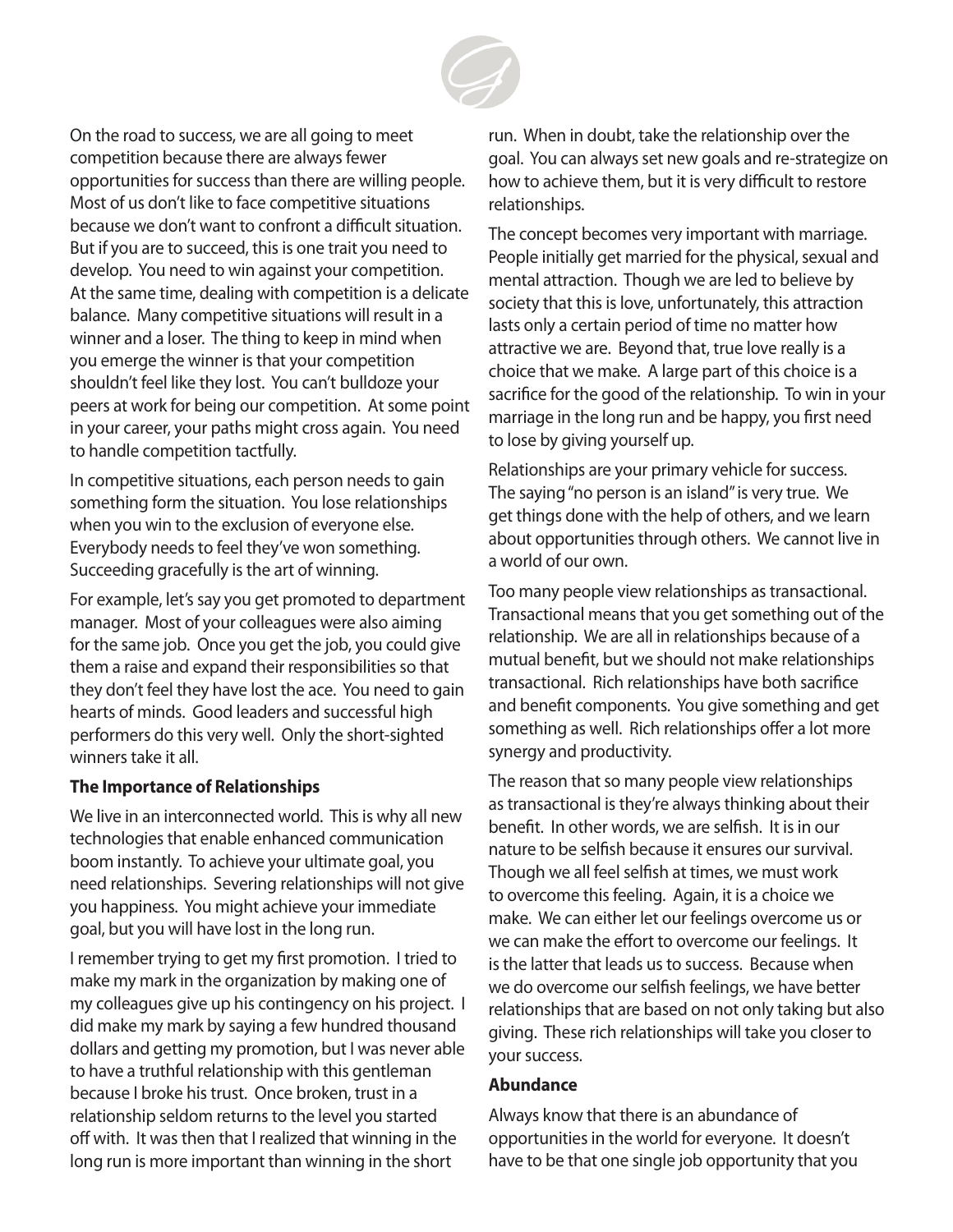On the road to success, we are all going to meet competition because there are always fewer opportunities for success than there are willing people. Most of us don't like to face competitive situations because we don't want to confront a difficult situation. But if you are to succeed, this is one trait you need to develop. You need to win against your competition. At the same time, dealing with competition is a delicate balance. Many competitive situations will result in a winner and a loser. The thing to keep in mind when you emerge the winner is that your competition shouldn't feel like they lost. You can't bulldoze your peers at work for being our competition. At some point in your career, your paths might cross again. You need to handle competition tactfully.

In competitive situations, each person needs to gain something form the situation. You lose relationships when you win to the exclusion of everyone else. Everybody needs to feel they've won something. Succeeding gracefully is the art of winning.

For example, let's say you get promoted to department manager. Most of your colleagues were also aiming for the same job. Once you get the job, you could give them a raise and expand their responsibilities so that they don't feel they have lost the ace. You need to gain hearts of minds. Good leaders and successful high performers do this very well. Only the short-sighted winners take it all.

**The Importance of Relationships**

We live in an interconnected world. This is why all new technologies that enable enhanced communication boom instantly. To achieve your ultimate goal, you need relationships. Severing relationships will not give you happiness. You might achieve your immediate goal, but you will have lost in the long run.

I remember trying to get my first promotion. I tried to make my mark in the organization by making one of my colleagues give up his contingency on his project. I did make my mark by saying a few hundred thousand dollars and getting my promotion, but I was never able to have a truthful relationship with this gentleman because I broke his trust. Once broken, trust in a relationship seldom returns to the level you started off with. It was then that I realized that winning in the long run is more important than winning in the short run. When in doubt, take the relationship over the goal. You can always set new goals and re-strategize on how to achieve them, but it is very difficult to restore relationships.

The concept becomes very important with marriage. People initially get married for the physical, sexual and mental attraction. Though we are led to believe by society that this is love, unfortunately, this attraction lasts only a certain period of time no matter how attractive we are. Beyond that, true love really is a choice that we make. A large part of this choice is a sacrifice for the good of the relationship. To win in your marriage in the long run and be happy, you first need to lose by giving yourself up.

Relationships are your primary vehicle for success. The saying "no person is an island" is very true. We get things done with the help of others, and we learn about opportunities through others. We cannot live in a world of our own.

Too many people view relationships as transactional. Transactional means that you get something out of the relationship. We are all in relationships because of a mutual benefit, but we should not make relationships transactional. Rich relationships have both sacrifice and benefit components. You give something and get something as well. Rich relationships offer a lot more synergy and productivity.

The reason that so many people view relationships as transactional is they're always thinking about their benefit. In other words, we are selfish. It is in our nature to be selfish because it ensures our survival. Though we all feel selfish at times, we must work to overcome this feeling. Again, it is a choice we make. We can either let our feelings overcome us or we can make the effort to overcome our feelings. It is the latter that leads us to success. Because when we do overcome our selfish feelings, we have better relationships that are based on not only taking but also giving. These rich relationships will take you closer to your success.

**Abundance**

Always know that there is an abundance of opportunities in the world for everyone. It doesn't have to be that one single job opportunity that you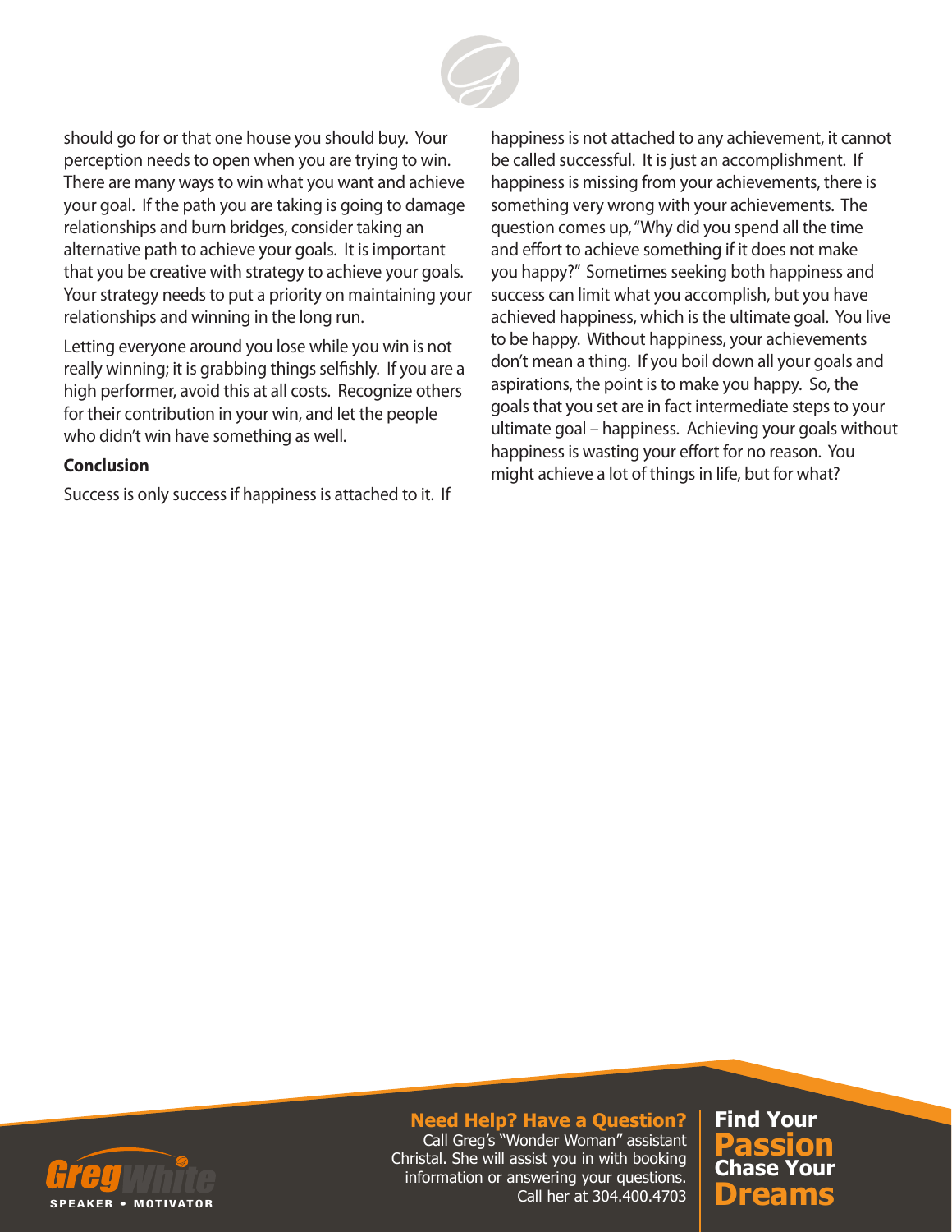should go for or that one house you should buy. Your perception needs to open when you are trying to win. There are many ways to win what you want and achieve your goal. If the path you are taking is going to damage relationships and burn bridges, consider taking an alternative path to achieve your goals. It is important that you be creative with strategy to achieve your goals. Your strategy needs to put a priority on maintaining your relationships and winning in the long run.

Letting everyone around you lose while you win is not really winning; it is grabbing things selfishly. If you are a high performer, avoid this at all costs. Recognize others for their contribution in your win, and let the people who didn't win have something as well.

**Conclusion**

Success is only success if happiness is attached to it. If happiness is not attached to any achievement, it cannot be called successful. It is just an accomplishment. If happiness is missing from your achievements, there is something very wrong with your achievements. The question comes up, "Why did you spend all the time and effort to achieve something if it does not make you happy?" Sometimes seeking both happiness and success can limit what you accomplish, but you have achieved happiness, which is the ultimate goal. You live to be happy. Without happiness, your achievements don't mean a thing. If you boil down all your goals and aspirations, the point is to make you happy. So, the goals that you set are in fact intermediate steps to your ultimate goal – happiness. Achieving your goals without happiness is wasting your effort for no reason. You might achieve a lot of things in life, but for what?

**Need Help? Have a Question?**
Call Greg's "Wonder Woman" assistant Christal. She will assist you in with booking information or answering your questions. Call her at 304.400.4703

Greg White
SPEAKER • MOTIVATOR

Find Your **Passion** Chase Your **Dreams**